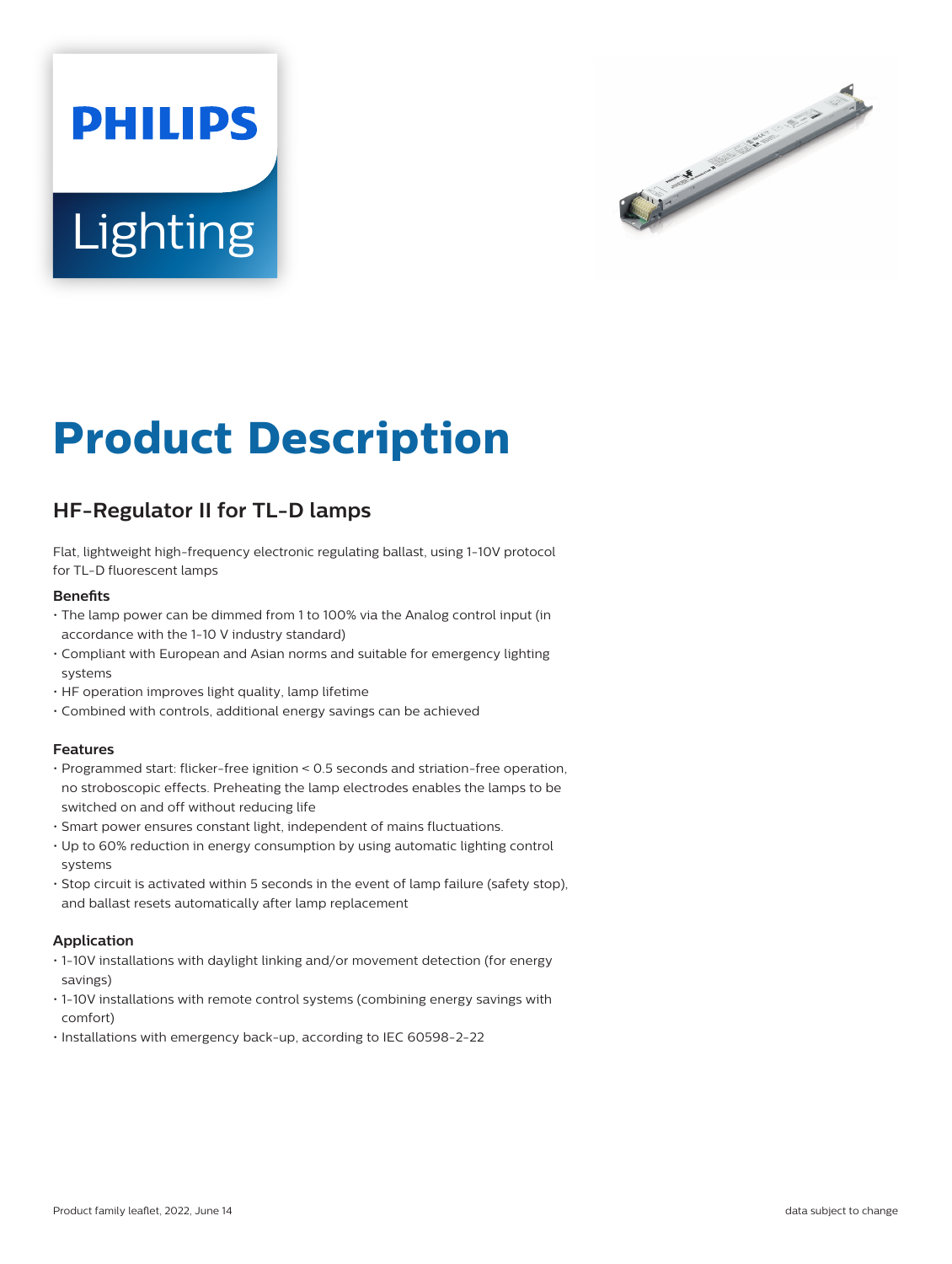# Product Description

## HF-Regulator II for TL-D lamps

Flat, lightweight high-frequency electronic regulating ballast, using 1-10V protocol for TL-D fluorescent lamps

### Benefits

- The lamp power can be dimmed from 1 to 100% via the Analog control input (in accordance with the 1-10 V industry standard)
- Compliant with European and Asian norms and suitable for emergency lighting systems
- HF operation improves light quality, lamp lifetime
- Combined with controls, additional energy savings can be achieved

### Features

- Programmed start: flicker-free ignition < 0.5 seconds and striation-free operation, no stroboscopic effects. Preheating the lamp electrodes enables the lamps to be switched on and off without reducing life
- Smart power ensures constant light, independent of mains fluctuations.
- Up to 60% reduction in energy consumption by using automatic lighting control systems
- Stop circuit is activated within 5 seconds in the event of lamp failure (safety stop), and ballast resets automatically after lamp replacement

### Application

- 1-10V installations with daylight linking and/or movement detection (for energy savings)
- 1-10V installations with remote control systems (combining energy savings with comfort)
- Installations with emergency back-up, according to IEC 60598-2-22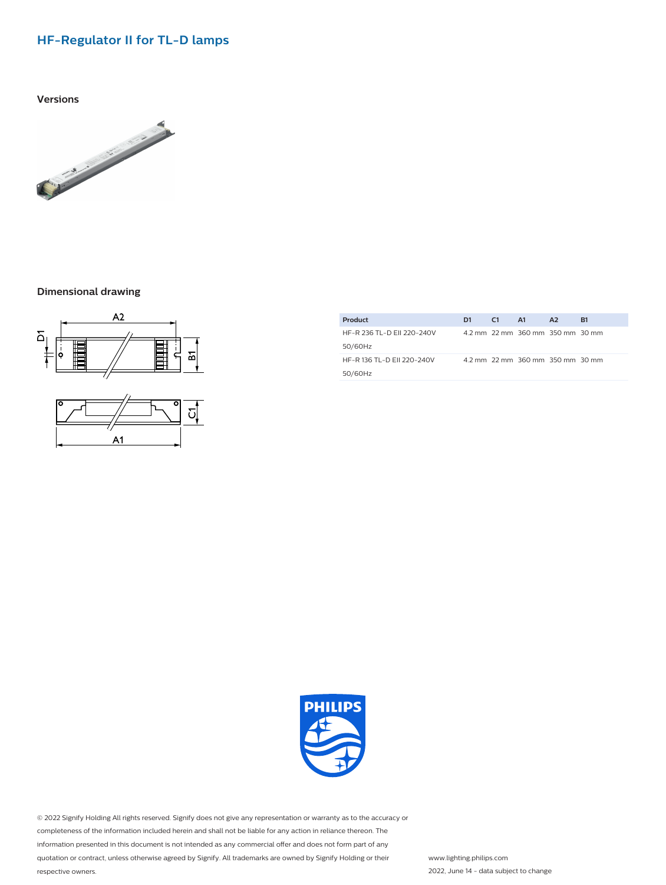## HF-Regulator II for TL-D lamps

### Versions

### Dimensional drawing

| Product | D1 | C1 | A1 | A2 | B1 |
|---|---|---|---|---|---|
| HF-R 236 TL-D EII 220-240V 50/60Hz | 4.2 mm | 22 mm | 360 mm | 350 mm | 30 mm |
| HF-R 136 TL-D EII 220-240V 50/60Hz | 4.2 mm | 22 mm | 360 mm | 350 mm | 30 mm |

© 2022 Signify Holding All rights reserved. Signify does not give any representation or warranty as to the accuracy or completeness of the information included herein and shall not be liable for any action in reliance thereon. The information presented in this document is not intended as any commercial offer and does not form part of any quotation or contract, unless otherwise agreed by Signify. All trademarks are owned by Signify Holding or their respective owners.

www.lighting.philips.com

2022, June 14 - data subject to change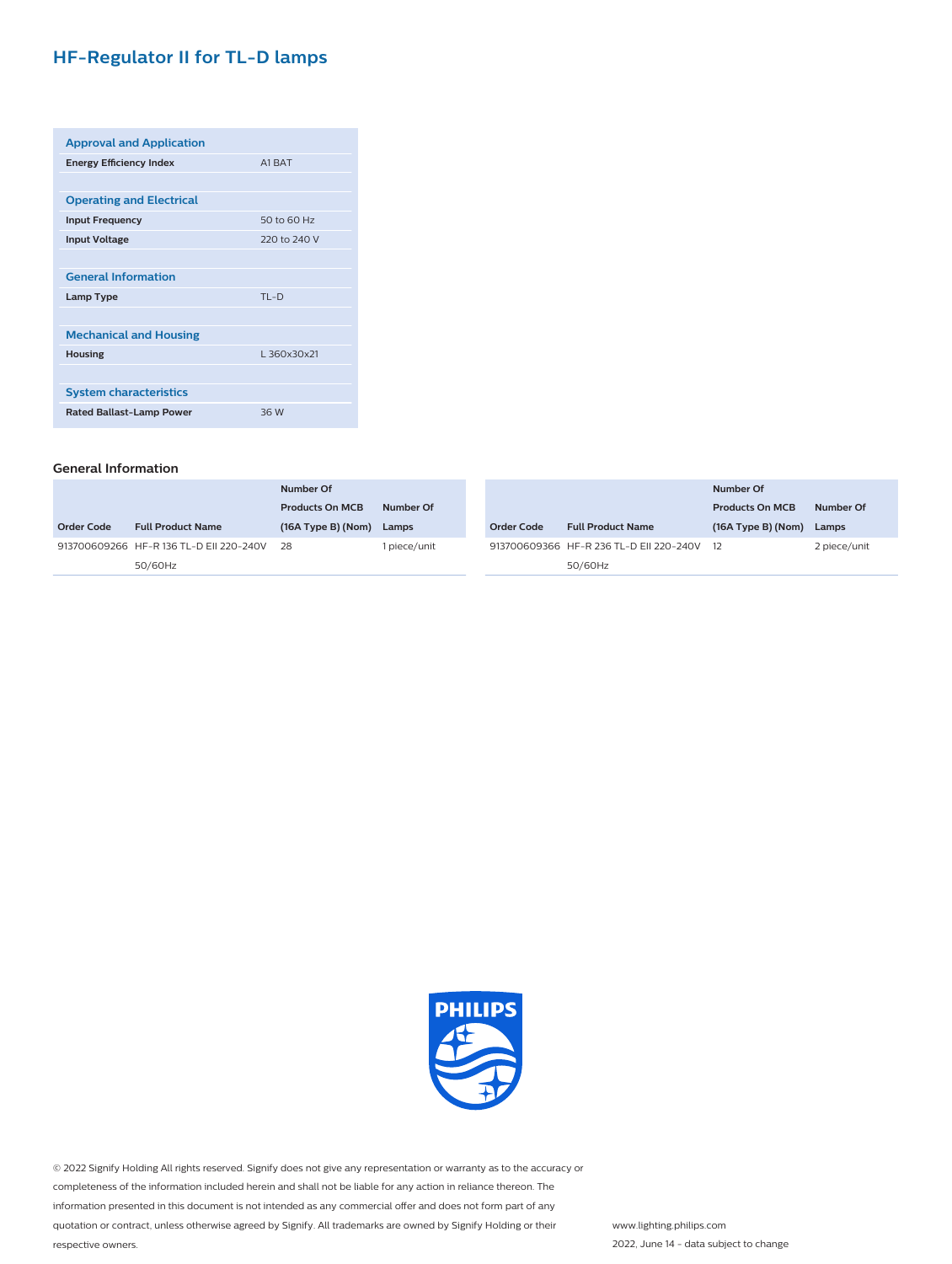## HF-Regulator II for TL-D lamps

| | |
|---|---|
| **Approval and Application** | |
| **Energy Efficiency Index** | A1 BAT |
| **Operating and Electrical** | |
| **Input Frequency** | 50 to 60 Hz |
| **Input Voltage** | 220 to 240 V |
| **General Information** | |
| **Lamp Type** | TL-D |
| **Mechanical and Housing** | |
| **Housing** | L 360x30x21 |
| **System characteristics** | |
| **Rated Ballast-Lamp Power** | 36 W |

### General Information

| Order Code | Full Product Name | Number Of Products On MCB (16A Type B) (Nom) | Number Of Lamps |
|---|---|---|---|
| 913700609266 | HF-R 136 TL-D EII 220-240V 50/60Hz | 28 | 1 piece/unit |
| 913700609366 | HF-R 236 TL-D EII 220-240V 50/60Hz | 12 | 2 piece/unit |

© 2022 Signify Holding All rights reserved. Signify does not give any representation or warranty as to the accuracy or completeness of the information included herein and shall not be liable for any action in reliance thereon. The information presented in this document is not intended as any commercial offer and does not form part of any quotation or contract, unless otherwise agreed by Signify. All trademarks are owned by Signify Holding or their respective owners.

www.lighting.philips.com

2022, June 14 - data subject to change